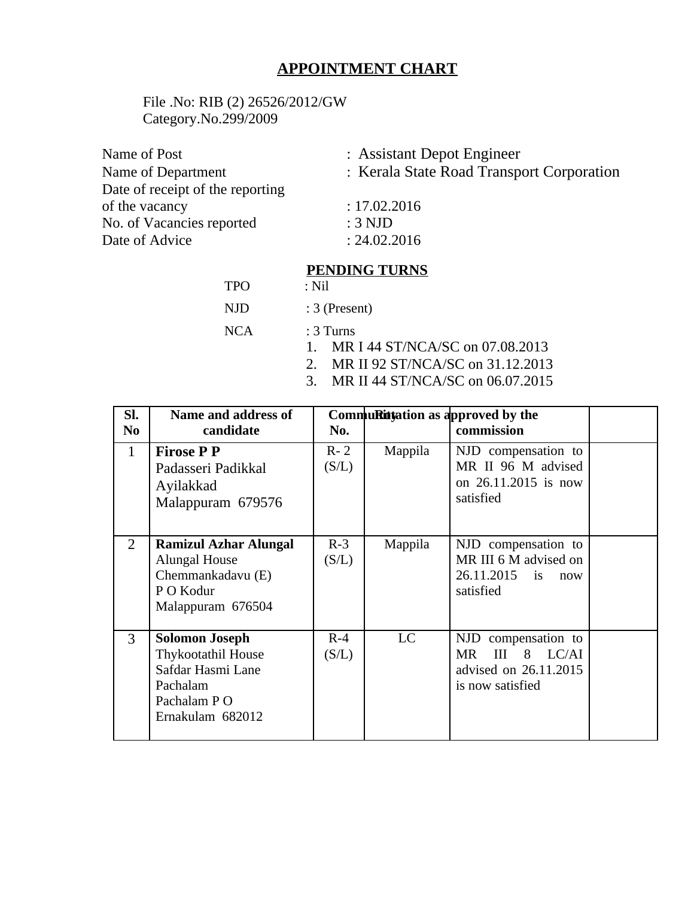# APPOINTMENT CHART

File .No: RIB (2) 26526/2012/GW
Category.No.299/2009

| | |
|---|---|
| Name of Post | : Assistant Depot Engineer |
| Name of Department | : Kerala State Road Transport Corporation |
| Date of receipt of the reporting of the vacancy | : 17.02.2016 |
| No. of Vacancies reported | : 3 NJD |
| Date of Advice | : 24.02.2016 |

## PENDING TURNS

TPO : Nil

NJD : 3 (Present)

NCA : 3 Turns

1. MR I 44 ST/NCA/SC on 07.08.2013
2. MR II 92 ST/NCA/SC on 31.12.2013
3. MR II 44 ST/NCA/SC on 06.07.2015

| Sl. No | Name and address of candidate | Rotation No. | Community | as approved by the commission | |
|---|---|---|---|---|---|
| 1 | **Firose P P**<br>Padasseri Padikkal<br>Ayilakkad<br>Malappuram 679576 | R- 2 (S/L) | Mappila | NJD compensation to MR II 96 M advised on 26.11.2015 is now satisfied | |
| 2 | **Ramizul Azhar Alungal**<br>Alungal House<br>Chemmankadavu (E)<br>P O Kodur<br>Malappuram 676504 | R-3 (S/L) | Mappila | NJD compensation to MR III 6 M advised on 26.11.2015 is now satisfied | |
| 3 | **Solomon Joseph**<br>Thykootathil House<br>Safdar Hasmi Lane<br>Pachalam<br>Pachalam P O<br>Ernakulam 682012 | R-4 (S/L) | LC | NJD compensation to MR III 8 LC/AI advised on 26.11.2015 is now satisfied | |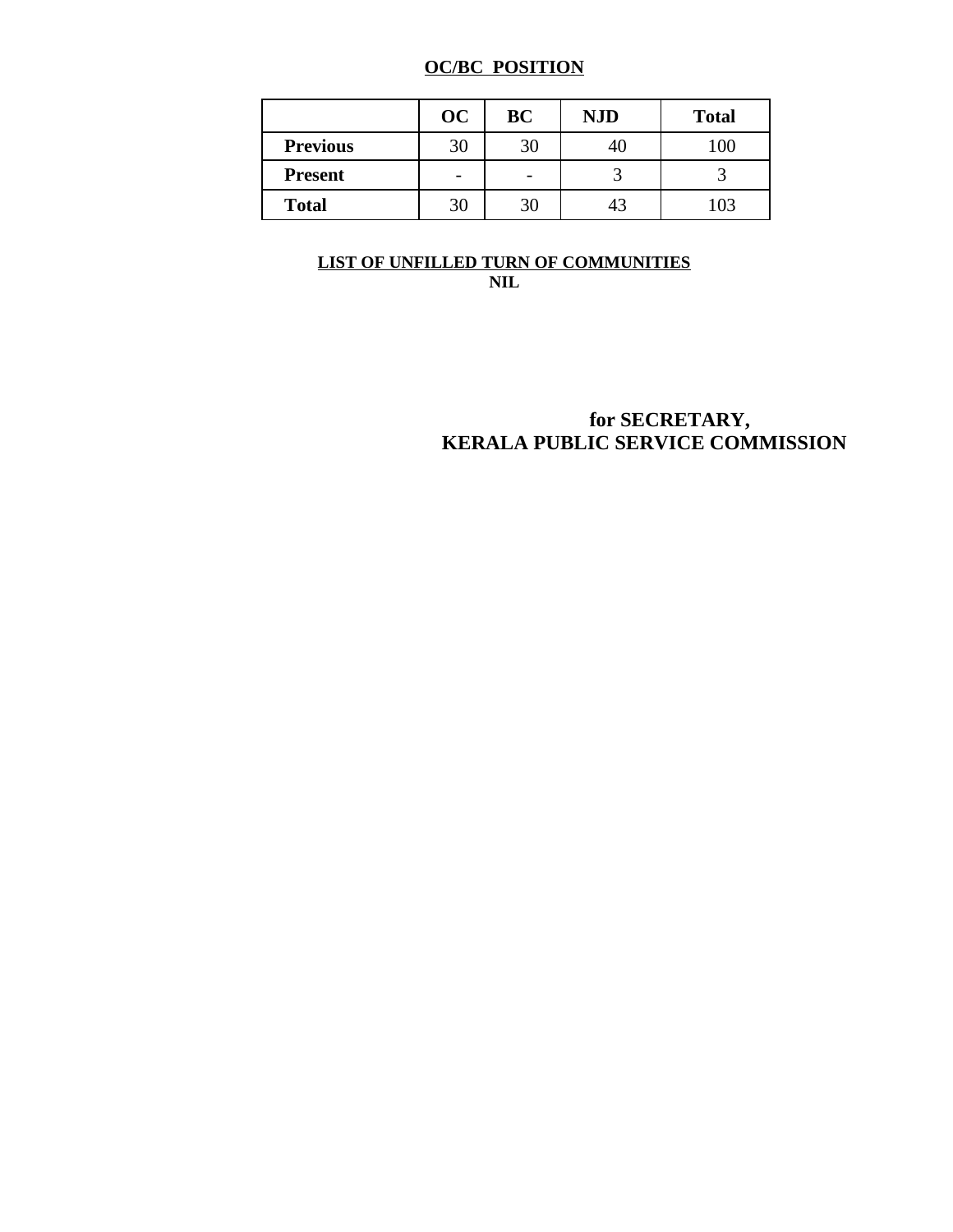**OC/BC POSITION**

| | OC | BC | NJD | Total |
|---|---|---|---|---|
| **Previous** | 30 | 30 | 40 | 100 |
| **Present** | - | - | 3 | 3 |
| **Total** | 30 | 30 | 43 | 103 |

**LIST OF UNFILLED TURN OF COMMUNITIES**

**NIL**

**for SECRETARY,**
**KERALA PUBLIC SERVICE COMMISSION**